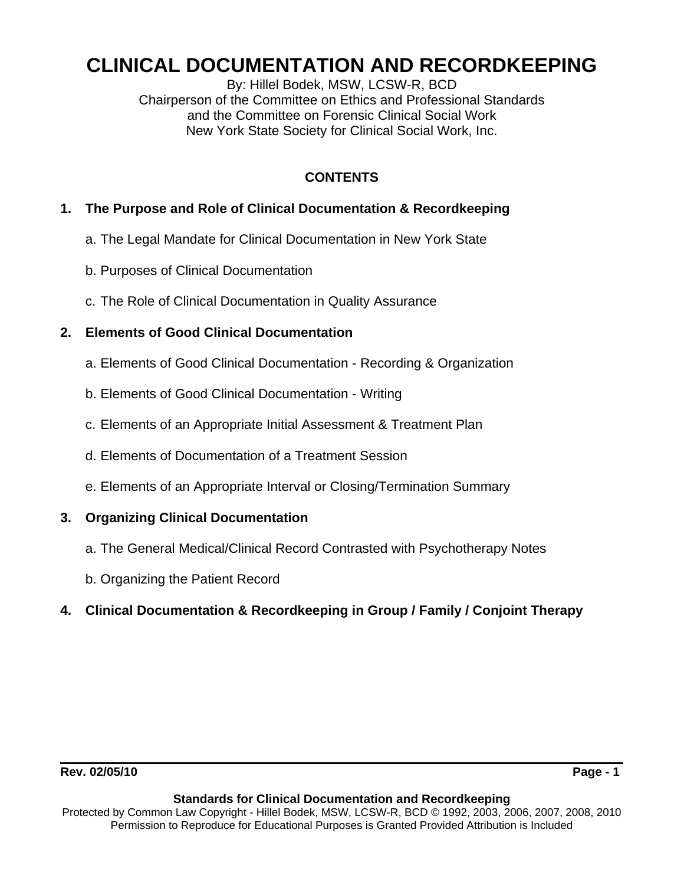# CLINICAL DOCUMENTATION AND RECORDKEEPING

By: Hillel Bodek, MSW, LCSW-R, BCD
Chairperson of the Committee on Ethics and Professional Standards
and the Committee on Forensic Clinical Social Work
New York State Society for Clinical Social Work, Inc.

## CONTENTS

**1. The Purpose and Role of Clinical Documentation & Recordkeeping**

a. The Legal Mandate for Clinical Documentation in New York State

b. Purposes of Clinical Documentation

c. The Role of Clinical Documentation in Quality Assurance

**2. Elements of Good Clinical Documentation**

a. Elements of Good Clinical Documentation - Recording & Organization

b. Elements of Good Clinical Documentation - Writing

c. Elements of an Appropriate Initial Assessment & Treatment Plan

d. Elements of Documentation of a Treatment Session

e. Elements of an Appropriate Interval or Closing/Termination Summary

**3. Organizing Clinical Documentation**

a. The General Medical/Clinical Record Contrasted with Psychotherapy Notes

b. Organizing the Patient Record

**4. Clinical Documentation & Recordkeeping in Group / Family / Conjoint Therapy**

Rev. 02/05/10

**Standards for Clinical Documentation and Recordkeeping**
Protected by Common Law Copyright - Hillel Bodek, MSW, LCSW-R, BCD © 1992, 2003, 2006, 2007, 2008, 2010
Permission to Reproduce for Educational Purposes is Granted Provided Attribution is Included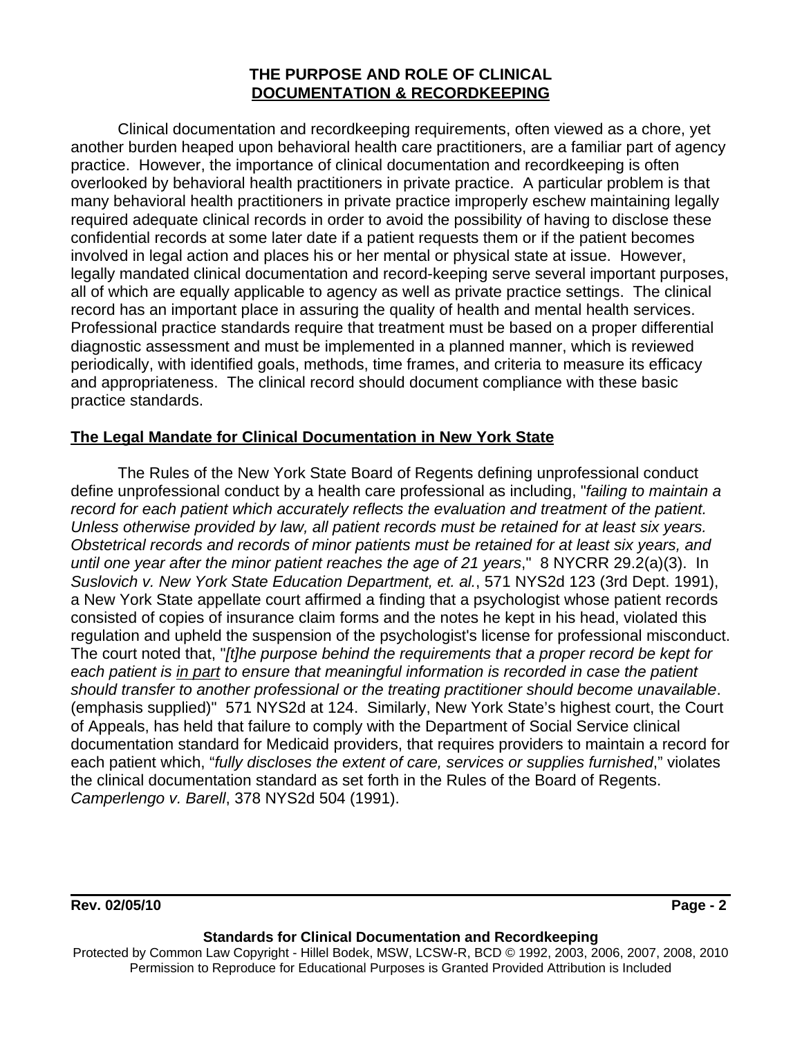## THE PURPOSE AND ROLE OF CLINICAL DOCUMENTATION & RECORDKEEPING

Clinical documentation and recordkeeping requirements, often viewed as a chore, yet another burden heaped upon behavioral health care practitioners, are a familiar part of agency practice. However, the importance of clinical documentation and recordkeeping is often overlooked by behavioral health practitioners in private practice. A particular problem is that many behavioral health practitioners in private practice improperly eschew maintaining legally required adequate clinical records in order to avoid the possibility of having to disclose these confidential records at some later date if a patient requests them or if the patient becomes involved in legal action and places his or her mental or physical state at issue. However, legally mandated clinical documentation and record-keeping serve several important purposes, all of which are equally applicable to agency as well as private practice settings. The clinical record has an important place in assuring the quality of health and mental health services. Professional practice standards require that treatment must be based on a proper differential diagnostic assessment and must be implemented in a planned manner, which is reviewed periodically, with identified goals, methods, time frames, and criteria to measure its efficacy and appropriateness. The clinical record should document compliance with these basic practice standards.

### The Legal Mandate for Clinical Documentation in New York State

The Rules of the New York State Board of Regents defining unprofessional conduct define unprofessional conduct by a health care professional as including, "*failing to maintain a record for each patient which accurately reflects the evaluation and treatment of the patient. Unless otherwise provided by law, all patient records must be retained for at least six years. Obstetrical records and records of minor patients must be retained for at least six years, and until one year after the minor patient reaches the age of 21 years*," 8 NYCRR 29.2(a)(3). In *Suslovich v. New York State Education Department, et. al.*, 571 NYS2d 123 (3rd Dept. 1991), a New York State appellate court affirmed a finding that a psychologist whose patient records consisted of copies of insurance claim forms and the notes he kept in his head, violated this regulation and upheld the suspension of the psychologist's license for professional misconduct. The court noted that, "*[t]he purpose behind the requirements that a proper record be kept for each patient is <u>in part</u> to ensure that meaningful information is recorded in case the patient should transfer to another professional or the treating practitioner should become unavailable*. (emphasis supplied)" 571 NYS2d at 124. Similarly, New York State's highest court, the Court of Appeals, has held that failure to comply with the Department of Social Service clinical documentation standard for Medicaid providers, that requires providers to maintain a record for each patient which, "*fully discloses the extent of care, services or supplies furnished*," violates the clinical documentation standard as set forth in the Rules of the Board of Regents. *Camperlengo v. Barell*, 378 NYS2d 504 (1991).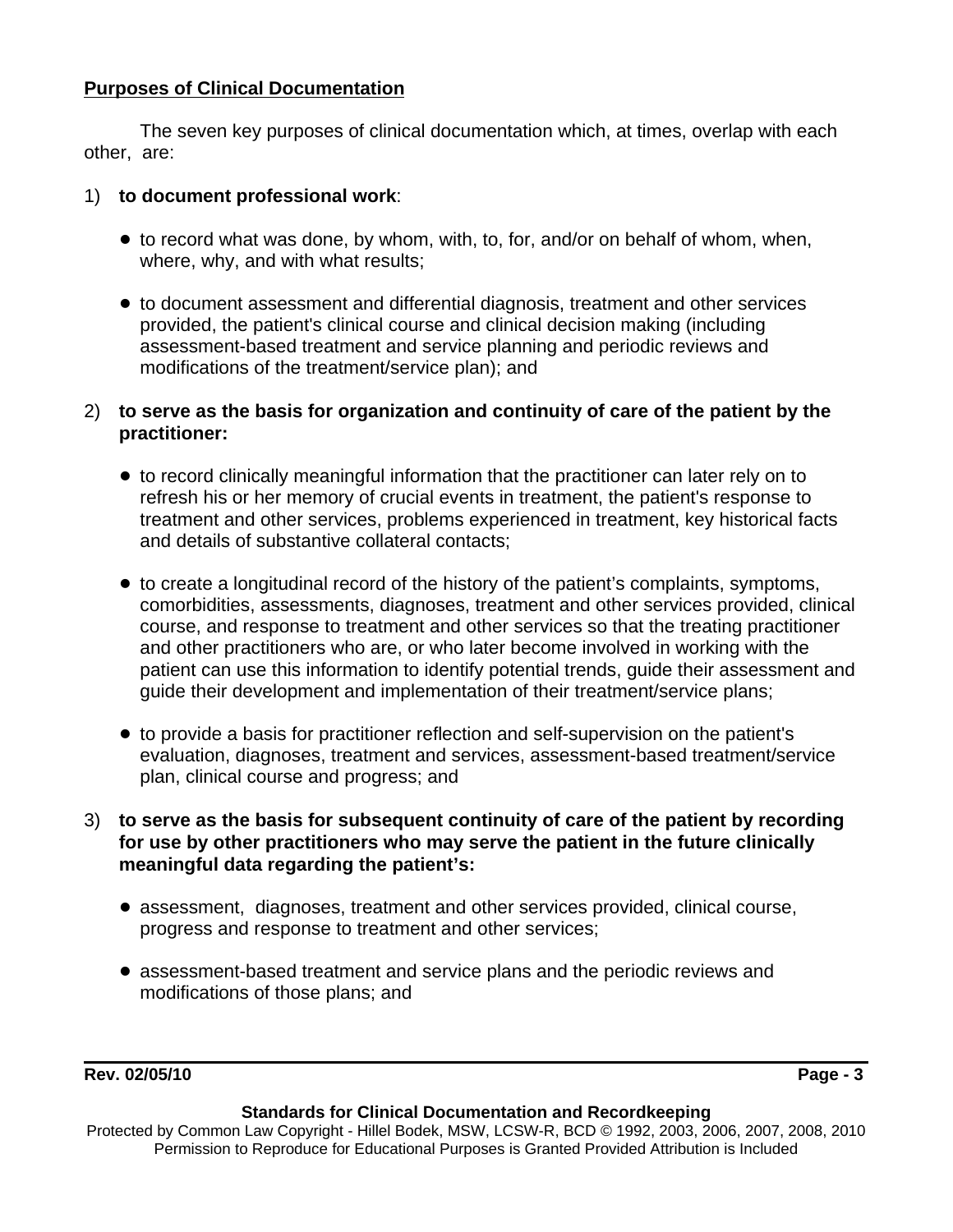## Purposes of Clinical Documentation

The seven key purposes of clinical documentation which, at times, overlap with each other, are:

1) **to document professional work**:

- to record what was done, by whom, with, to, for, and/or on behalf of whom, when, where, why, and with what results;
- to document assessment and differential diagnosis, treatment and other services provided, the patient's clinical course and clinical decision making (including assessment-based treatment and service planning and periodic reviews and modifications of the treatment/service plan); and

2) **to serve as the basis for organization and continuity of care of the patient by the practitioner:**

- to record clinically meaningful information that the practitioner can later rely on to refresh his or her memory of crucial events in treatment, the patient's response to treatment and other services, problems experienced in treatment, key historical facts and details of substantive collateral contacts;
- to create a longitudinal record of the history of the patient's complaints, symptoms, comorbidities, assessments, diagnoses, treatment and other services provided, clinical course, and response to treatment and other services so that the treating practitioner and other practitioners who are, or who later become involved in working with the patient can use this information to identify potential trends, guide their assessment and guide their development and implementation of their treatment/service plans;
- to provide a basis for practitioner reflection and self-supervision on the patient's evaluation, diagnoses, treatment and services, assessment-based treatment/service plan, clinical course and progress; and

3) **to serve as the basis for subsequent continuity of care of the patient by recording for use by other practitioners who may serve the patient in the future clinically meaningful data regarding the patient's:**

- assessment, diagnoses, treatment and other services provided, clinical course, progress and response to treatment and other services;
- assessment-based treatment and service plans and the periodic reviews and modifications of those plans; and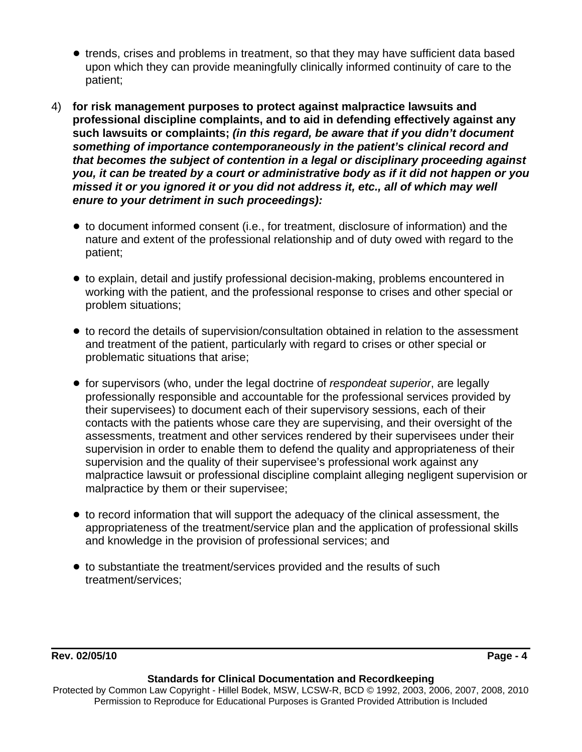- trends, crises and problems in treatment, so that they may have sufficient data based upon which they can provide meaningfully clinically informed continuity of care to the patient;

4) **for risk management purposes to protect against malpractice lawsuits and professional discipline complaints, and to aid in defending effectively against any such lawsuits or complaints;** ***(in this regard, be aware that if you didn't document something of importance contemporaneously in the patient's clinical record and that becomes the subject of contention in a legal or disciplinary proceeding against you, it can be treated by a court or administrative body as if it did not happen or you missed it or you ignored it or you did not address it, etc., all of which may well enure to your detriment in such proceedings):***

   - to document informed consent (i.e., for treatment, disclosure of information) and the nature and extent of the professional relationship and of duty owed with regard to the patient;

   - to explain, detail and justify professional decision-making, problems encountered in working with the patient, and the professional response to crises and other special or problem situations;

   - to record the details of supervision/consultation obtained in relation to the assessment and treatment of the patient, particularly with regard to crises or other special or problematic situations that arise;

   - for supervisors (who, under the legal doctrine of *respondeat superior*, are legally professionally responsible and accountable for the professional services provided by their supervisees) to document each of their supervisory sessions, each of their contacts with the patients whose care they are supervising, and their oversight of the assessments, treatment and other services rendered by their supervisees under their supervision in order to enable them to defend the quality and appropriateness of their supervision and the quality of their supervisee's professional work against any malpractice lawsuit or professional discipline complaint alleging negligent supervision or malpractice by them or their supervisee;

   - to record information that will support the adequacy of the clinical assessment, the appropriateness of the treatment/service plan and the application of professional skills and knowledge in the provision of professional services; and

   - to substantiate the treatment/services provided and the results of such treatment/services;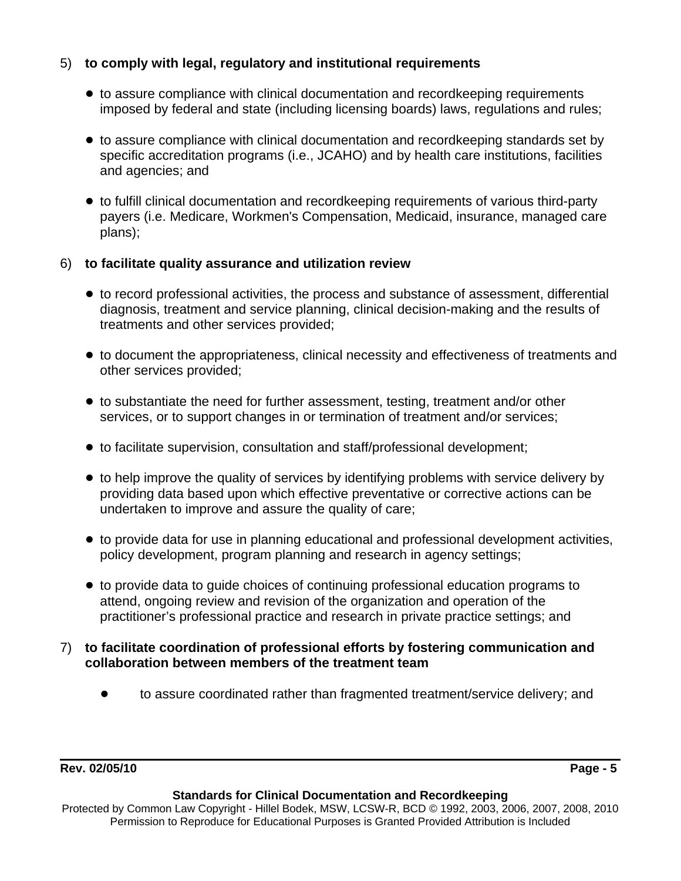5) **to comply with legal, regulatory and institutional requirements**

- to assure compliance with clinical documentation and recordkeeping requirements imposed by federal and state (including licensing boards) laws, regulations and rules;

- to assure compliance with clinical documentation and recordkeeping standards set by specific accreditation programs (i.e., JCAHO) and by health care institutions, facilities and agencies; and

- to fulfill clinical documentation and recordkeeping requirements of various third-party payers (i.e. Medicare, Workmen's Compensation, Medicaid, insurance, managed care plans);

6) **to facilitate quality assurance and utilization review**

- to record professional activities, the process and substance of assessment, differential diagnosis, treatment and service planning, clinical decision-making and the results of treatments and other services provided;

- to document the appropriateness, clinical necessity and effectiveness of treatments and other services provided;

- to substantiate the need for further assessment, testing, treatment and/or other services, or to support changes in or termination of treatment and/or services;

- to facilitate supervision, consultation and staff/professional development;

- to help improve the quality of services by identifying problems with service delivery by providing data based upon which effective preventative or corrective actions can be undertaken to improve and assure the quality of care;

- to provide data for use in planning educational and professional development activities, policy development, program planning and research in agency settings;

- to provide data to guide choices of continuing professional education programs to attend, ongoing review and revision of the organization and operation of the practitioner's professional practice and research in private practice settings; and

7) **to facilitate coordination of professional efforts by fostering communication and collaboration between members of the treatment team**

- to assure coordinated rather than fragmented treatment/service delivery; and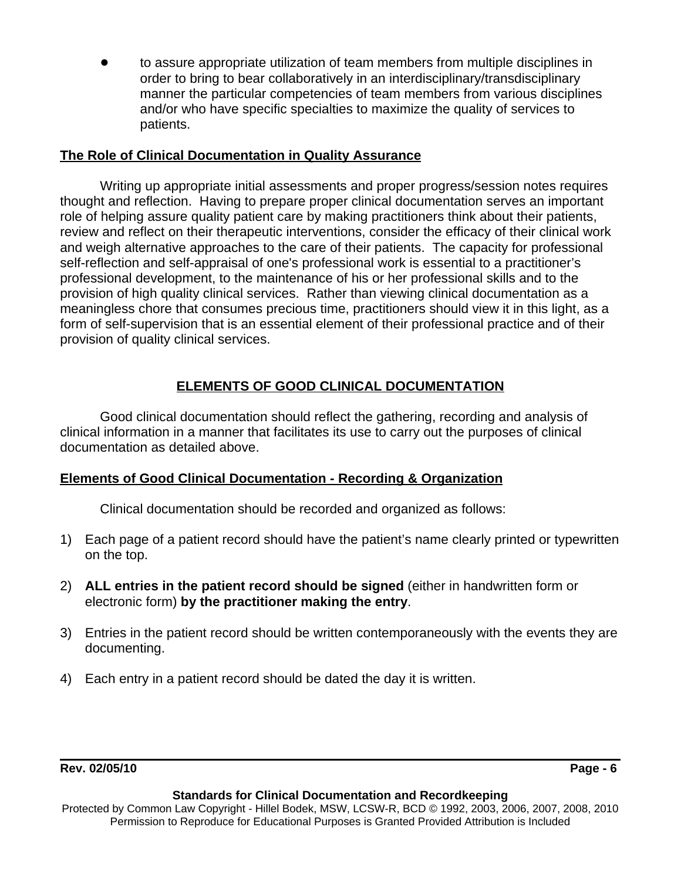- to assure appropriate utilization of team members from multiple disciplines in order to bring to bear collaboratively in an interdisciplinary/transdisciplinary manner the particular competencies of team members from various disciplines and/or who have specific specialties to maximize the quality of services to patients.

**The Role of Clinical Documentation in Quality Assurance**

Writing up appropriate initial assessments and proper progress/session notes requires thought and reflection. Having to prepare proper clinical documentation serves an important role of helping assure quality patient care by making practitioners think about their patients, review and reflect on their therapeutic interventions, consider the efficacy of their clinical work and weigh alternative approaches to the care of their patients. The capacity for professional self-reflection and self-appraisal of one's professional work is essential to a practitioner's professional development, to the maintenance of his or her professional skills and to the provision of high quality clinical services. Rather than viewing clinical documentation as a meaningless chore that consumes precious time, practitioners should view it in this light, as a form of self-supervision that is an essential element of their professional practice and of their provision of quality clinical services.

## ELEMENTS OF GOOD CLINICAL DOCUMENTATION

Good clinical documentation should reflect the gathering, recording and analysis of clinical information in a manner that facilitates its use to carry out the purposes of clinical documentation as detailed above.

**Elements of Good Clinical Documentation - Recording & Organization**

Clinical documentation should be recorded and organized as follows:

1) Each page of a patient record should have the patient's name clearly printed or typewritten on the top.

2) **ALL entries in the patient record should be signed** (either in handwritten form or electronic form) **by the practitioner making the entry**.

3) Entries in the patient record should be written contemporaneously with the events they are documenting.

4) Each entry in a patient record should be dated the day it is written.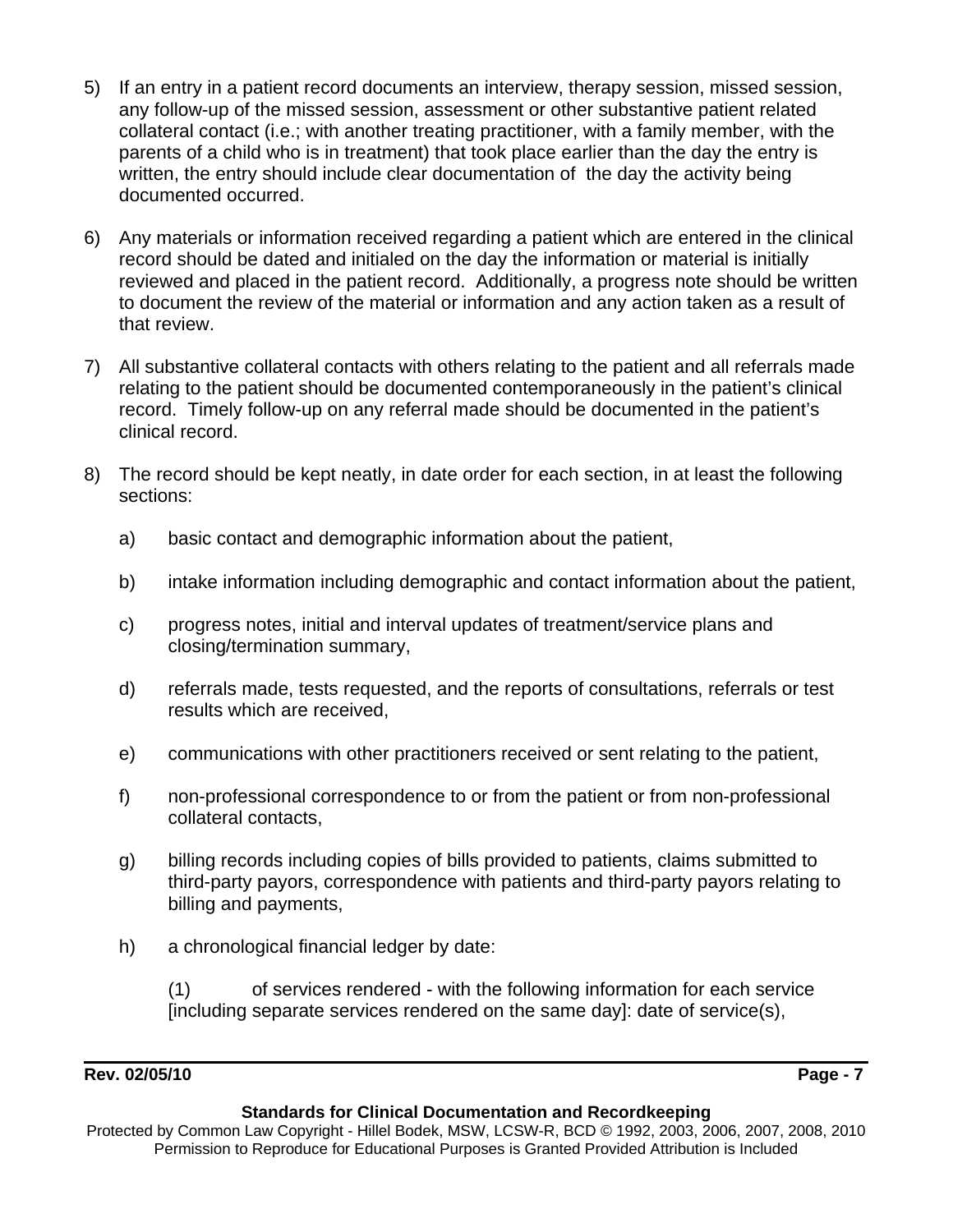5) If an entry in a patient record documents an interview, therapy session, missed session, any follow-up of the missed session, assessment or other substantive patient related collateral contact (i.e.; with another treating practitioner, with a family member, with the parents of a child who is in treatment) that took place earlier than the day the entry is written, the entry should include clear documentation of the day the activity being documented occurred.

6) Any materials or information received regarding a patient which are entered in the clinical record should be dated and initialed on the day the information or material is initially reviewed and placed in the patient record. Additionally, a progress note should be written to document the review of the material or information and any action taken as a result of that review.

7) All substantive collateral contacts with others relating to the patient and all referrals made relating to the patient should be documented contemporaneously in the patient's clinical record. Timely follow-up on any referral made should be documented in the patient's clinical record.

8) The record should be kept neatly, in date order for each section, in at least the following sections:

   a) basic contact and demographic information about the patient,

   b) intake information including demographic and contact information about the patient,

   c) progress notes, initial and interval updates of treatment/service plans and closing/termination summary,

   d) referrals made, tests requested, and the reports of consultations, referrals or test results which are received,

   e) communications with other practitioners received or sent relating to the patient,

   f) non-professional correspondence to or from the patient or from non-professional collateral contacts,

   g) billing records including copies of bills provided to patients, claims submitted to third-party payors, correspondence with patients and third-party payors relating to billing and payments,

   h) a chronological financial ledger by date:

      (1) of services rendered - with the following information for each service [including separate services rendered on the same day]: date of service(s),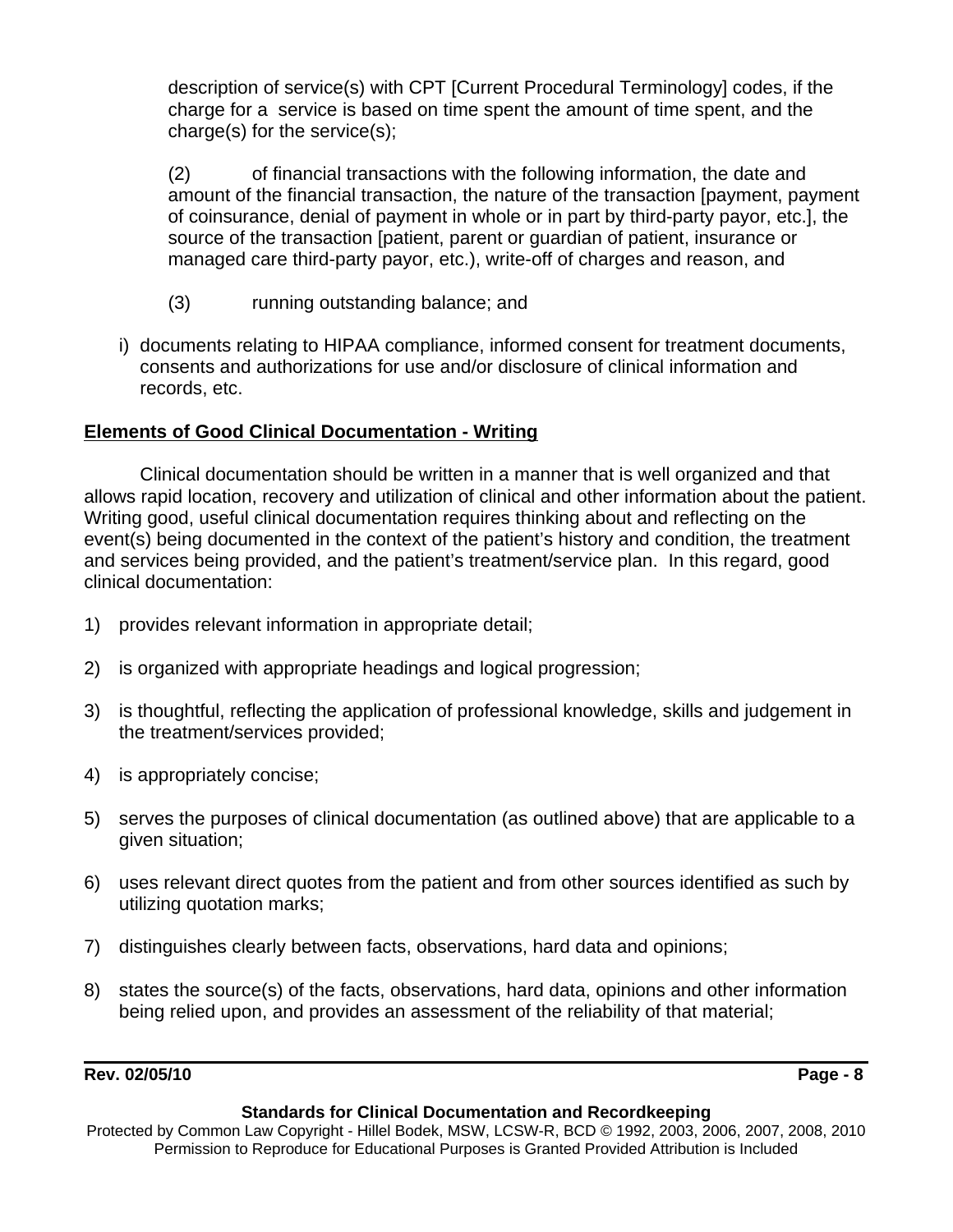description of service(s) with CPT [Current Procedural Terminology] codes, if the charge for a service is based on time spent the amount of time spent, and the charge(s) for the service(s);

(2) of financial transactions with the following information, the date and amount of the financial transaction, the nature of the transaction [payment, payment of coinsurance, denial of payment in whole or in part by third-party payor, etc.], the source of the transaction [patient, parent or guardian of patient, insurance or managed care third-party payor, etc.), write-off of charges and reason, and

(3) running outstanding balance; and

i) documents relating to HIPAA compliance, informed consent for treatment documents, consents and authorizations for use and/or disclosure of clinical information and records, etc.

**Elements of Good Clinical Documentation - Writing**

Clinical documentation should be written in a manner that is well organized and that allows rapid location, recovery and utilization of clinical and other information about the patient. Writing good, useful clinical documentation requires thinking about and reflecting on the event(s) being documented in the context of the patient's history and condition, the treatment and services being provided, and the patient's treatment/service plan. In this regard, good clinical documentation:

1) provides relevant information in appropriate detail;

2) is organized with appropriate headings and logical progression;

3) is thoughtful, reflecting the application of professional knowledge, skills and judgement in the treatment/services provided;

4) is appropriately concise;

5) serves the purposes of clinical documentation (as outlined above) that are applicable to a given situation;

6) uses relevant direct quotes from the patient and from other sources identified as such by utilizing quotation marks;

7) distinguishes clearly between facts, observations, hard data and opinions;

8) states the source(s) of the facts, observations, hard data, opinions and other information being relied upon, and provides an assessment of the reliability of that material;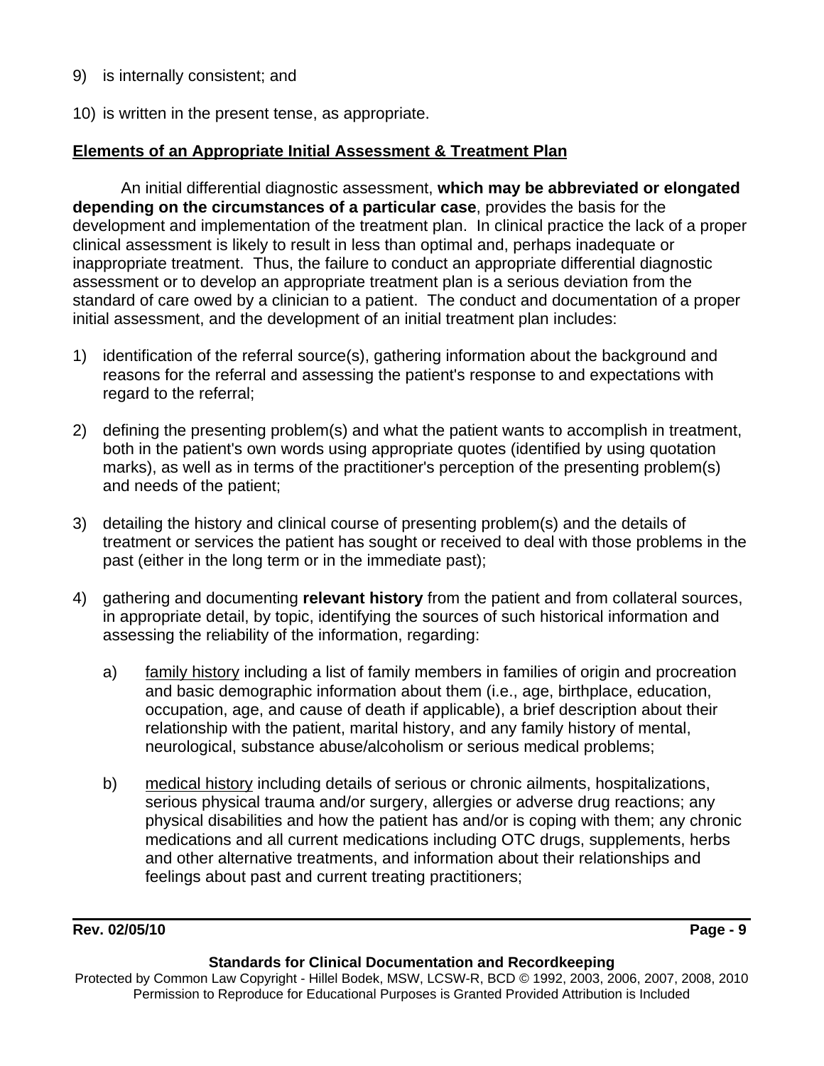9) is internally consistent; and

10) is written in the present tense, as appropriate.

**Elements of an Appropriate Initial Assessment & Treatment Plan**

An initial differential diagnostic assessment, **which may be abbreviated or elongated depending on the circumstances of a particular case**, provides the basis for the development and implementation of the treatment plan. In clinical practice the lack of a proper clinical assessment is likely to result in less than optimal and, perhaps inadequate or inappropriate treatment. Thus, the failure to conduct an appropriate differential diagnostic assessment or to develop an appropriate treatment plan is a serious deviation from the standard of care owed by a clinician to a patient. The conduct and documentation of a proper initial assessment, and the development of an initial treatment plan includes:

1) identification of the referral source(s), gathering information about the background and reasons for the referral and assessing the patient's response to and expectations with regard to the referral;

2) defining the presenting problem(s) and what the patient wants to accomplish in treatment, both in the patient's own words using appropriate quotes (identified by using quotation marks), as well as in terms of the practitioner's perception of the presenting problem(s) and needs of the patient;

3) detailing the history and clinical course of presenting problem(s) and the details of treatment or services the patient has sought or received to deal with those problems in the past (either in the long term or in the immediate past);

4) gathering and documenting **relevant history** from the patient and from collateral sources, in appropriate detail, by topic, identifying the sources of such historical information and assessing the reliability of the information, regarding:

   a) family history including a list of family members in families of origin and procreation and basic demographic information about them (i.e., age, birthplace, education, occupation, age, and cause of death if applicable), a brief description about their relationship with the patient, marital history, and any family history of mental, neurological, substance abuse/alcoholism or serious medical problems;

   b) medical history including details of serious or chronic ailments, hospitalizations, serious physical trauma and/or surgery, allergies or adverse drug reactions; any physical disabilities and how the patient has and/or is coping with them; any chronic medications and all current medications including OTC drugs, supplements, herbs and other alternative treatments, and information about their relationships and feelings about past and current treating practitioners;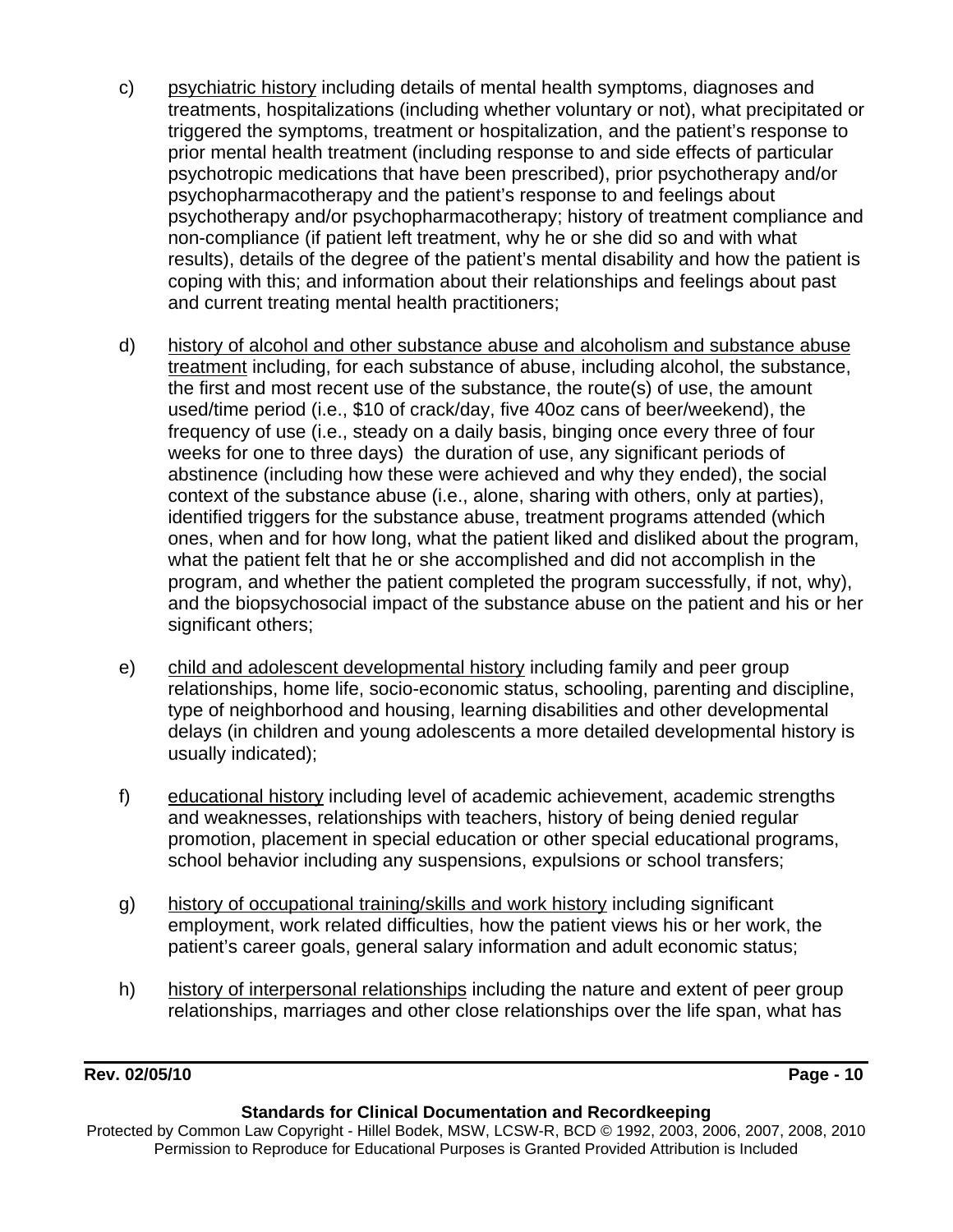c) psychiatric history including details of mental health symptoms, diagnoses and treatments, hospitalizations (including whether voluntary or not), what precipitated or triggered the symptoms, treatment or hospitalization, and the patient's response to prior mental health treatment (including response to and side effects of particular psychotropic medications that have been prescribed), prior psychotherapy and/or psychopharmacotherapy and the patient's response to and feelings about psychotherapy and/or psychopharmacotherapy; history of treatment compliance and non-compliance (if patient left treatment, why he or she did so and with what results), details of the degree of the patient's mental disability and how the patient is coping with this; and information about their relationships and feelings about past and current treating mental health practitioners;

d) history of alcohol and other substance abuse and alcoholism and substance abuse treatment including, for each substance of abuse, including alcohol, the substance, the first and most recent use of the substance, the route(s) of use, the amount used/time period (i.e., $10 of crack/day, five 40oz cans of beer/weekend), the frequency of use (i.e., steady on a daily basis, binging once every three of four weeks for one to three days) the duration of use, any significant periods of abstinence (including how these were achieved and why they ended), the social context of the substance abuse (i.e., alone, sharing with others, only at parties), identified triggers for the substance abuse, treatment programs attended (which ones, when and for how long, what the patient liked and disliked about the program, what the patient felt that he or she accomplished and did not accomplish in the program, and whether the patient completed the program successfully, if not, why), and the biopsychosocial impact of the substance abuse on the patient and his or her significant others;

e) child and adolescent developmental history including family and peer group relationships, home life, socio-economic status, schooling, parenting and discipline, type of neighborhood and housing, learning disabilities and other developmental delays (in children and young adolescents a more detailed developmental history is usually indicated);

f) educational history including level of academic achievement, academic strengths and weaknesses, relationships with teachers, history of being denied regular promotion, placement in special education or other special educational programs, school behavior including any suspensions, expulsions or school transfers;

g) history of occupational training/skills and work history including significant employment, work related difficulties, how the patient views his or her work, the patient's career goals, general salary information and adult economic status;

h) history of interpersonal relationships including the nature and extent of peer group relationships, marriages and other close relationships over the life span, what has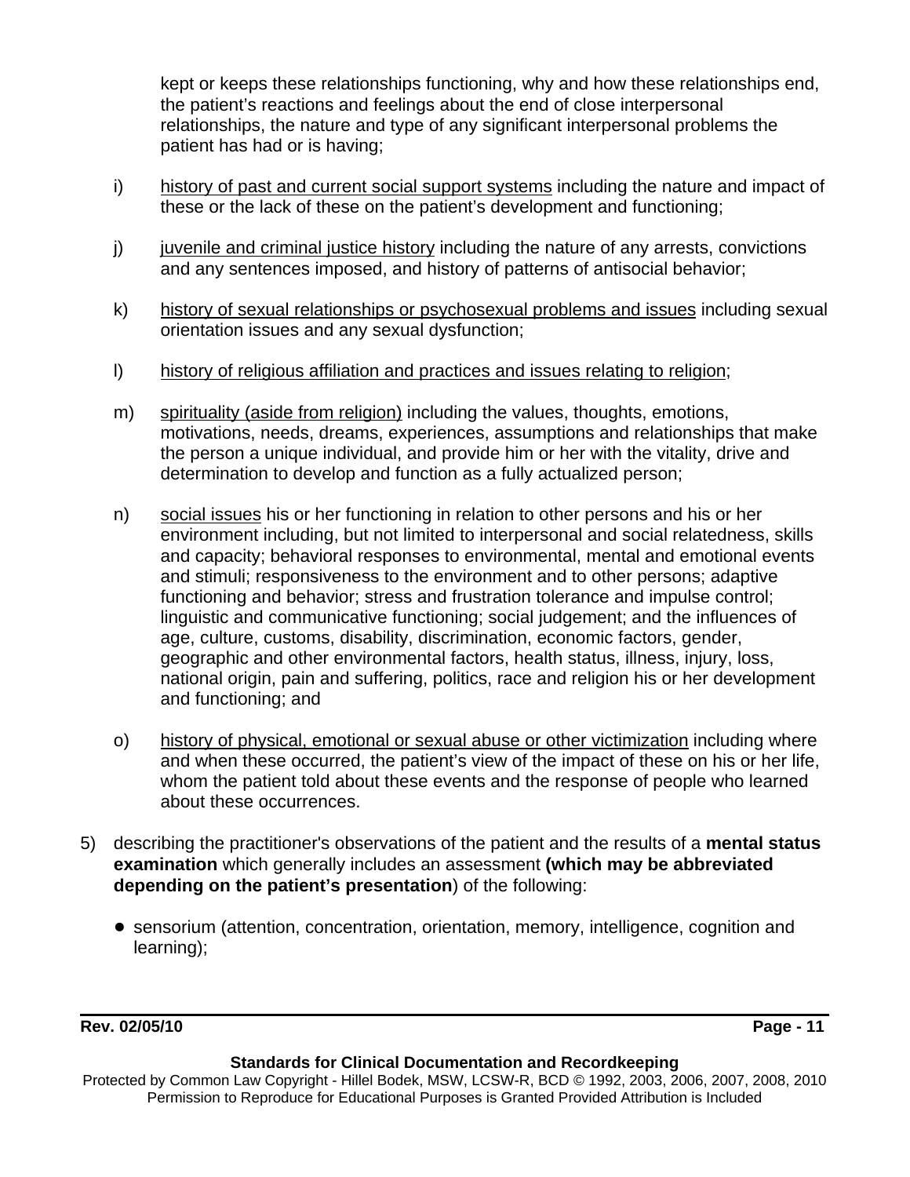kept or keeps these relationships functioning, why and how these relationships end, the patient's reactions and feelings about the end of close interpersonal relationships, the nature and type of any significant interpersonal problems the patient has had or is having;

i) <u>history of past and current social support systems</u> including the nature and impact of these or the lack of these on the patient's development and functioning;

j) <u>juvenile and criminal justice history</u> including the nature of any arrests, convictions and any sentences imposed, and history of patterns of antisocial behavior;

k) <u>history of sexual relationships or psychosexual problems and issues</u> including sexual orientation issues and any sexual dysfunction;

l) <u>history of religious affiliation and practices and issues relating to religion</u>;

m) <u>spirituality (aside from religion)</u> including the values, thoughts, emotions, motivations, needs, dreams, experiences, assumptions and relationships that make the person a unique individual, and provide him or her with the vitality, drive and determination to develop and function as a fully actualized person;

n) <u>social issues</u> his or her functioning in relation to other persons and his or her environment including, but not limited to interpersonal and social relatedness, skills and capacity; behavioral responses to environmental, mental and emotional events and stimuli; responsiveness to the environment and to other persons; adaptive functioning and behavior; stress and frustration tolerance and impulse control; linguistic and communicative functioning; social judgement; and the influences of age, culture, customs, disability, discrimination, economic factors, gender, geographic and other environmental factors, health status, illness, injury, loss, national origin, pain and suffering, politics, race and religion his or her development and functioning; and

o) <u>history of physical, emotional or sexual abuse or other victimization</u> including where and when these occurred, the patient's view of the impact of these on his or her life, whom the patient told about these events and the response of people who learned about these occurrences.

5) describing the practitioner's observations of the patient and the results of a **mental status examination** which generally includes an assessment **(which may be abbreviated depending on the patient's presentation**) of the following:

- sensorium (attention, concentration, orientation, memory, intelligence, cognition and learning);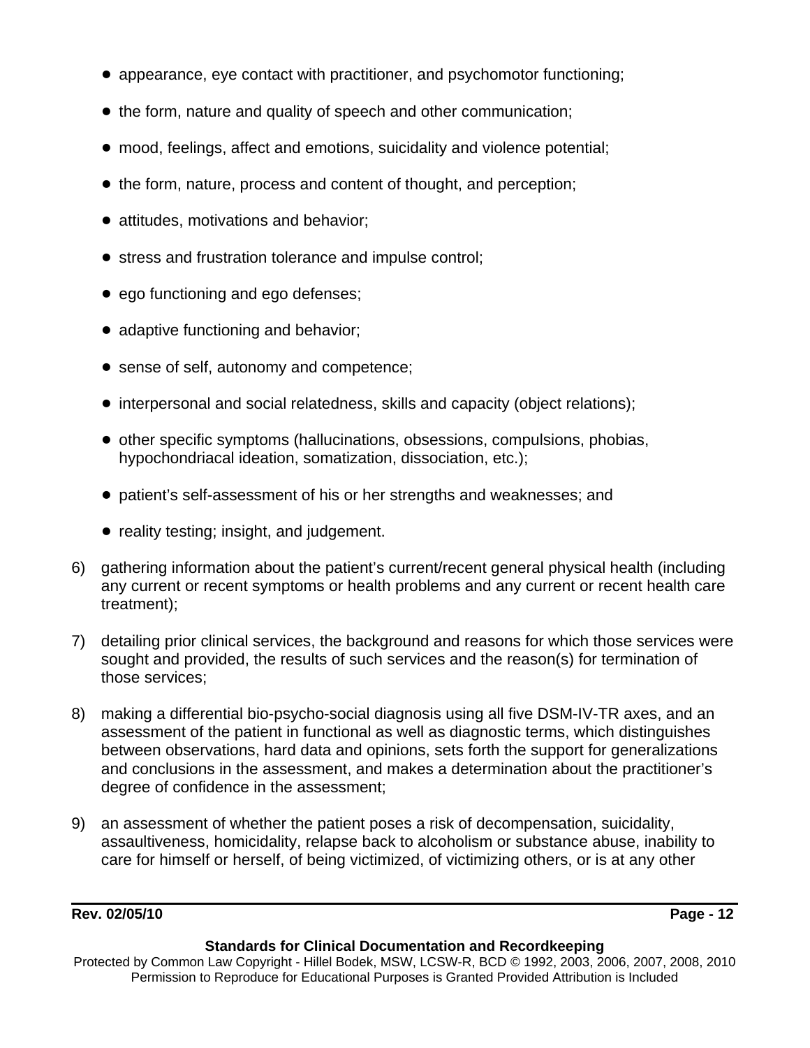- appearance, eye contact with practitioner, and psychomotor functioning;
- the form, nature and quality of speech and other communication;
- mood, feelings, affect and emotions, suicidality and violence potential;
- the form, nature, process and content of thought, and perception;
- attitudes, motivations and behavior;
- stress and frustration tolerance and impulse control;
- ego functioning and ego defenses;
- adaptive functioning and behavior;
- sense of self, autonomy and competence;
- interpersonal and social relatedness, skills and capacity (object relations);
- other specific symptoms (hallucinations, obsessions, compulsions, phobias, hypochondriacal ideation, somatization, dissociation, etc.);
- patient's self-assessment of his or her strengths and weaknesses; and
- reality testing; insight, and judgement.

6) gathering information about the patient's current/recent general physical health (including any current or recent symptoms or health problems and any current or recent health care treatment);

7) detailing prior clinical services, the background and reasons for which those services were sought and provided, the results of such services and the reason(s) for termination of those services;

8) making a differential bio-psycho-social diagnosis using all five DSM-IV-TR axes, and an assessment of the patient in functional as well as diagnostic terms, which distinguishes between observations, hard data and opinions, sets forth the support for generalizations and conclusions in the assessment, and makes a determination about the practitioner's degree of confidence in the assessment;

9) an assessment of whether the patient poses a risk of decompensation, suicidality, assaultiveness, homicidality, relapse back to alcoholism or substance abuse, inability to care for himself or herself, of being victimized, of victimizing others, or is at any other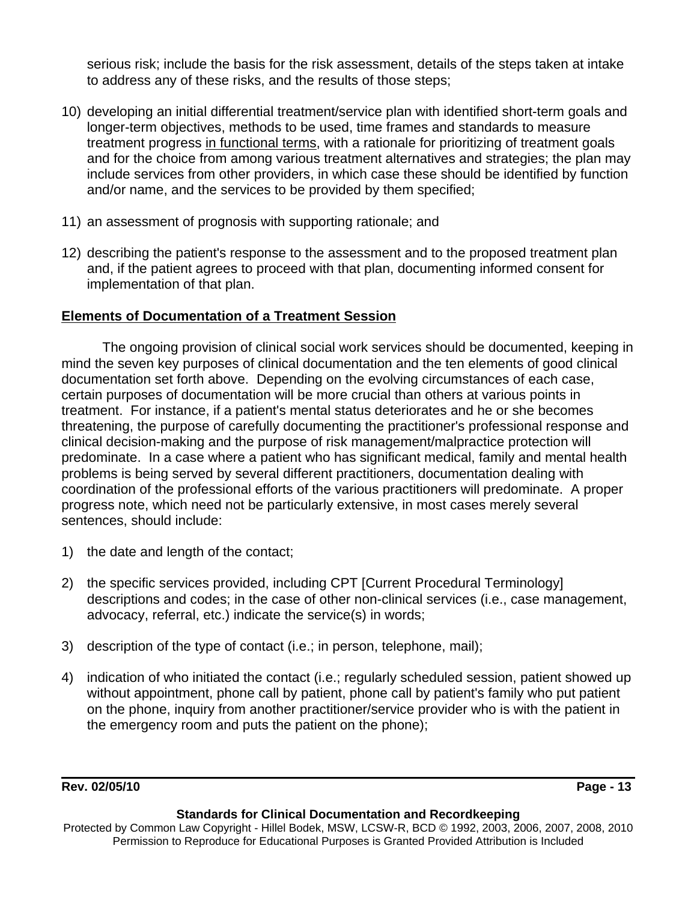serious risk; include the basis for the risk assessment, details of the steps taken at intake to address any of these risks, and the results of those steps;

10) developing an initial differential treatment/service plan with identified short-term goals and longer-term objectives, methods to be used, time frames and standards to measure treatment progress <u>in functional terms</u>, with a rationale for prioritizing of treatment goals and for the choice from among various treatment alternatives and strategies; the plan may include services from other providers, in which case these should be identified by function and/or name, and the services to be provided by them specified;

11) an assessment of prognosis with supporting rationale; and

12) describing the patient's response to the assessment and to the proposed treatment plan and, if the patient agrees to proceed with that plan, documenting informed consent for implementation of that plan.

## Elements of Documentation of a Treatment Session

The ongoing provision of clinical social work services should be documented, keeping in mind the seven key purposes of clinical documentation and the ten elements of good clinical documentation set forth above. Depending on the evolving circumstances of each case, certain purposes of documentation will be more crucial than others at various points in treatment. For instance, if a patient's mental status deteriorates and he or she becomes threatening, the purpose of carefully documenting the practitioner's professional response and clinical decision-making and the purpose of risk management/malpractice protection will predominate. In a case where a patient who has significant medical, family and mental health problems is being served by several different practitioners, documentation dealing with coordination of the professional efforts of the various practitioners will predominate. A proper progress note, which need not be particularly extensive, in most cases merely several sentences, should include:

1) the date and length of the contact;

2) the specific services provided, including CPT [Current Procedural Terminology] descriptions and codes; in the case of other non-clinical services (i.e., case management, advocacy, referral, etc.) indicate the service(s) in words;

3) description of the type of contact (i.e.; in person, telephone, mail);

4) indication of who initiated the contact (i.e.; regularly scheduled session, patient showed up without appointment, phone call by patient, phone call by patient's family who put patient on the phone, inquiry from another practitioner/service provider who is with the patient in the emergency room and puts the patient on the phone);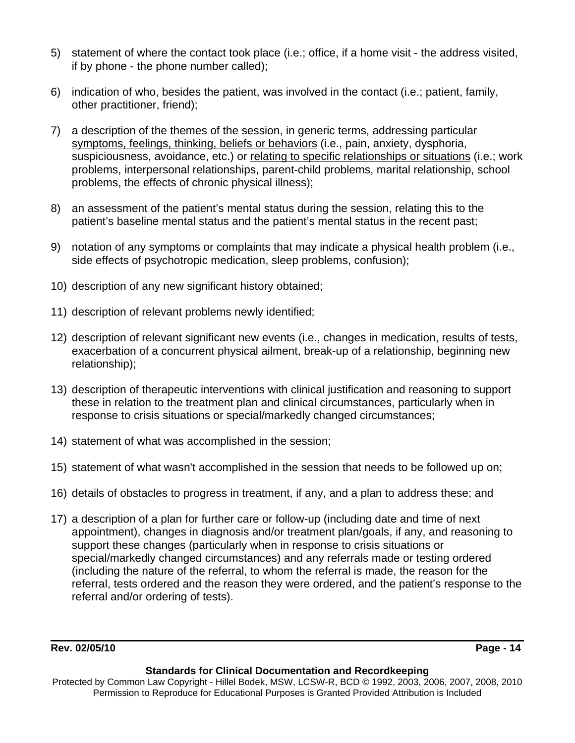5) statement of where the contact took place (i.e.; office, if a home visit - the address visited, if by phone - the phone number called);

6) indication of who, besides the patient, was involved in the contact (i.e.; patient, family, other practitioner, friend);

7) a description of the themes of the session, in generic terms, addressing <u>particular symptoms, feelings, thinking, beliefs or behaviors</u> (i.e., pain, anxiety, dysphoria, suspiciousness, avoidance, etc.) or <u>relating to specific relationships or situations</u> (i.e.; work problems, interpersonal relationships, parent-child problems, marital relationship, school problems, the effects of chronic physical illness);

8) an assessment of the patient's mental status during the session, relating this to the patient's baseline mental status and the patient's mental status in the recent past;

9) notation of any symptoms or complaints that may indicate a physical health problem (i.e., side effects of psychotropic medication, sleep problems, confusion);

10) description of any new significant history obtained;

11) description of relevant problems newly identified;

12) description of relevant significant new events (i.e., changes in medication, results of tests, exacerbation of a concurrent physical ailment, break-up of a relationship, beginning new relationship);

13) description of therapeutic interventions with clinical justification and reasoning to support these in relation to the treatment plan and clinical circumstances, particularly when in response to crisis situations or special/markedly changed circumstances;

14) statement of what was accomplished in the session;

15) statement of what wasn't accomplished in the session that needs to be followed up on;

16) details of obstacles to progress in treatment, if any, and a plan to address these; and

17) a description of a plan for further care or follow-up (including date and time of next appointment), changes in diagnosis and/or treatment plan/goals, if any, and reasoning to support these changes (particularly when in response to crisis situations or special/markedly changed circumstances) and any referrals made or testing ordered (including the nature of the referral, to whom the referral is made, the reason for the referral, tests ordered and the reason they were ordered, and the patient's response to the referral and/or ordering of tests).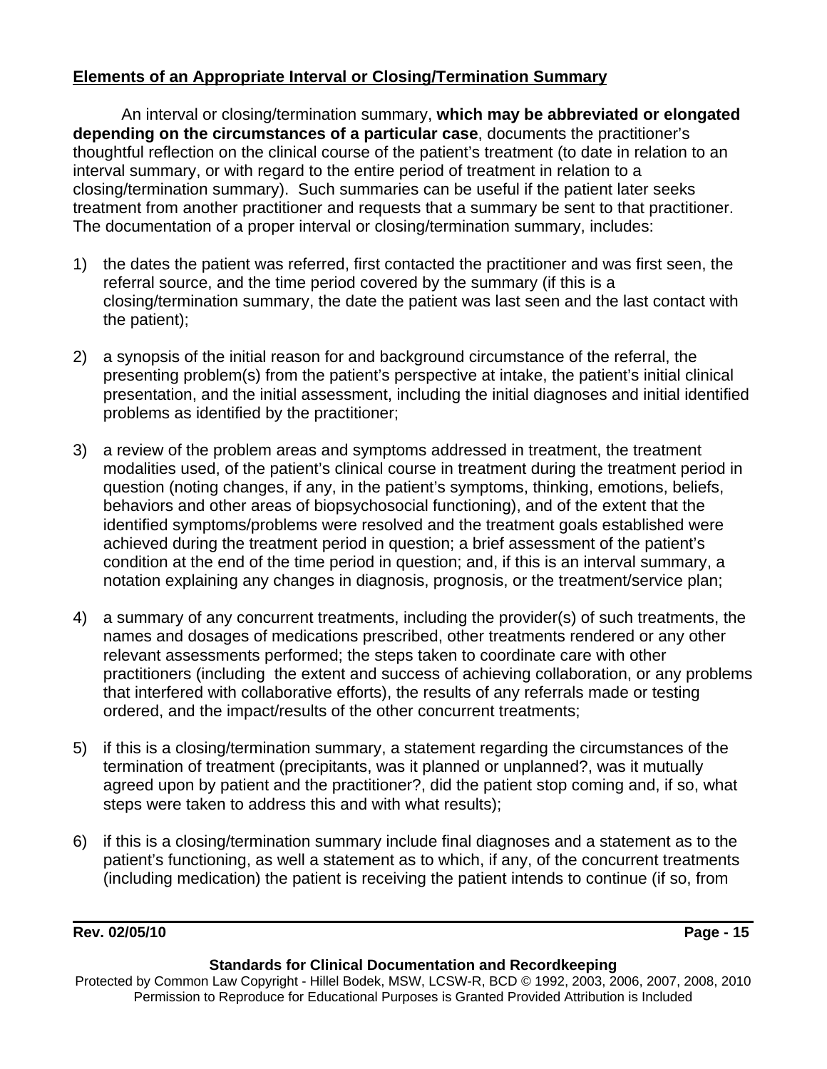## Elements of an Appropriate Interval or Closing/Termination Summary

An interval or closing/termination summary, **which may be abbreviated or elongated depending on the circumstances of a particular case**, documents the practitioner's thoughtful reflection on the clinical course of the patient's treatment (to date in relation to an interval summary, or with regard to the entire period of treatment in relation to a closing/termination summary). Such summaries can be useful if the patient later seeks treatment from another practitioner and requests that a summary be sent to that practitioner. The documentation of a proper interval or closing/termination summary, includes:

1) the dates the patient was referred, first contacted the practitioner and was first seen, the referral source, and the time period covered by the summary (if this is a closing/termination summary, the date the patient was last seen and the last contact with the patient);

2) a synopsis of the initial reason for and background circumstance of the referral, the presenting problem(s) from the patient's perspective at intake, the patient's initial clinical presentation, and the initial assessment, including the initial diagnoses and initial identified problems as identified by the practitioner;

3) a review of the problem areas and symptoms addressed in treatment, the treatment modalities used, of the patient's clinical course in treatment during the treatment period in question (noting changes, if any, in the patient's symptoms, thinking, emotions, beliefs, behaviors and other areas of biopsychosocial functioning), and of the extent that the identified symptoms/problems were resolved and the treatment goals established were achieved during the treatment period in question; a brief assessment of the patient's condition at the end of the time period in question; and, if this is an interval summary, a notation explaining any changes in diagnosis, prognosis, or the treatment/service plan;

4) a summary of any concurrent treatments, including the provider(s) of such treatments, the names and dosages of medications prescribed, other treatments rendered or any other relevant assessments performed; the steps taken to coordinate care with other practitioners (including the extent and success of achieving collaboration, or any problems that interfered with collaborative efforts), the results of any referrals made or testing ordered, and the impact/results of the other concurrent treatments;

5) if this is a closing/termination summary, a statement regarding the circumstances of the termination of treatment (precipitants, was it planned or unplanned?, was it mutually agreed upon by patient and the practitioner?, did the patient stop coming and, if so, what steps were taken to address this and with what results);

6) if this is a closing/termination summary include final diagnoses and a statement as to the patient's functioning, as well a statement as to which, if any, of the concurrent treatments (including medication) the patient is receiving the patient intends to continue (if so, from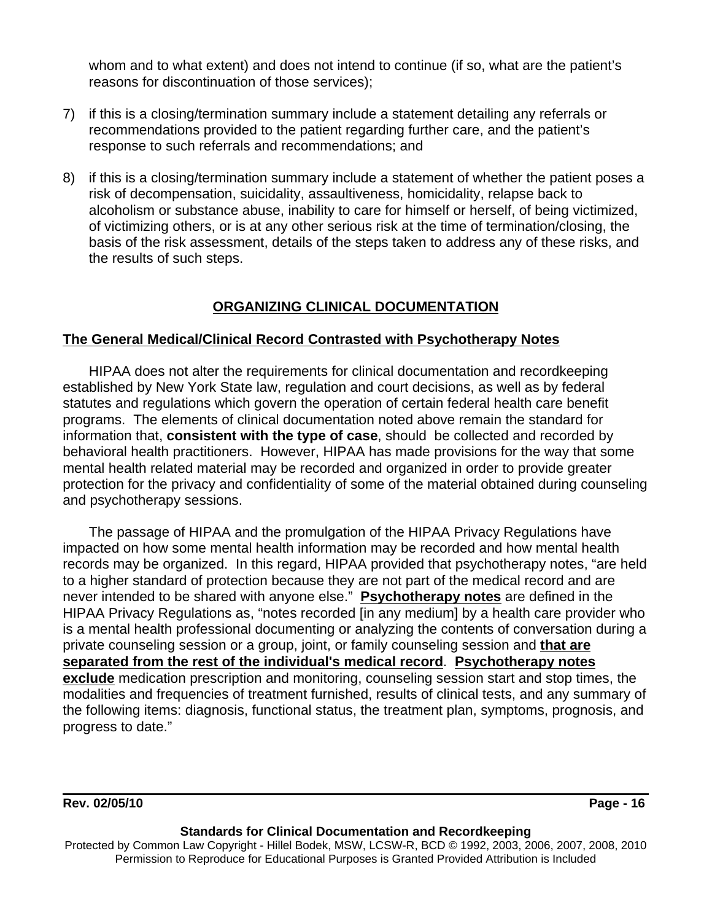whom and to what extent) and does not intend to continue (if so, what are the patient's reasons for discontinuation of those services);

7) if this is a closing/termination summary include a statement detailing any referrals or recommendations provided to the patient regarding further care, and the patient's response to such referrals and recommendations; and

8) if this is a closing/termination summary include a statement of whether the patient poses a risk of decompensation, suicidality, assaultiveness, homicidality, relapse back to alcoholism or substance abuse, inability to care for himself or herself, of being victimized, of victimizing others, or is at any other serious risk at the time of termination/closing, the basis of the risk assessment, details of the steps taken to address any of these risks, and the results of such steps.

## ORGANIZING CLINICAL DOCUMENTATION

### The General Medical/Clinical Record Contrasted with Psychotherapy Notes

HIPAA does not alter the requirements for clinical documentation and recordkeeping established by New York State law, regulation and court decisions, as well as by federal statutes and regulations which govern the operation of certain federal health care benefit programs. The elements of clinical documentation noted above remain the standard for information that, **consistent with the type of case**, should be collected and recorded by behavioral health practitioners. However, HIPAA has made provisions for the way that some mental health related material may be recorded and organized in order to provide greater protection for the privacy and confidentiality of some of the material obtained during counseling and psychotherapy sessions.

The passage of HIPAA and the promulgation of the HIPAA Privacy Regulations have impacted on how some mental health information may be recorded and how mental health records may be organized. In this regard, HIPAA provided that psychotherapy notes, "are held to a higher standard of protection because they are not part of the medical record and are never intended to be shared with anyone else." **Psychotherapy notes** are defined in the HIPAA Privacy Regulations as, "notes recorded [in any medium] by a health care provider who is a mental health professional documenting or analyzing the contents of conversation during a private counseling session or a group, joint, or family counseling session and **that are separated from the rest of the individual's medical record**. **Psychotherapy notes exclude** medication prescription and monitoring, counseling session start and stop times, the modalities and frequencies of treatment furnished, results of clinical tests, and any summary of the following items: diagnosis, functional status, the treatment plan, symptoms, prognosis, and progress to date."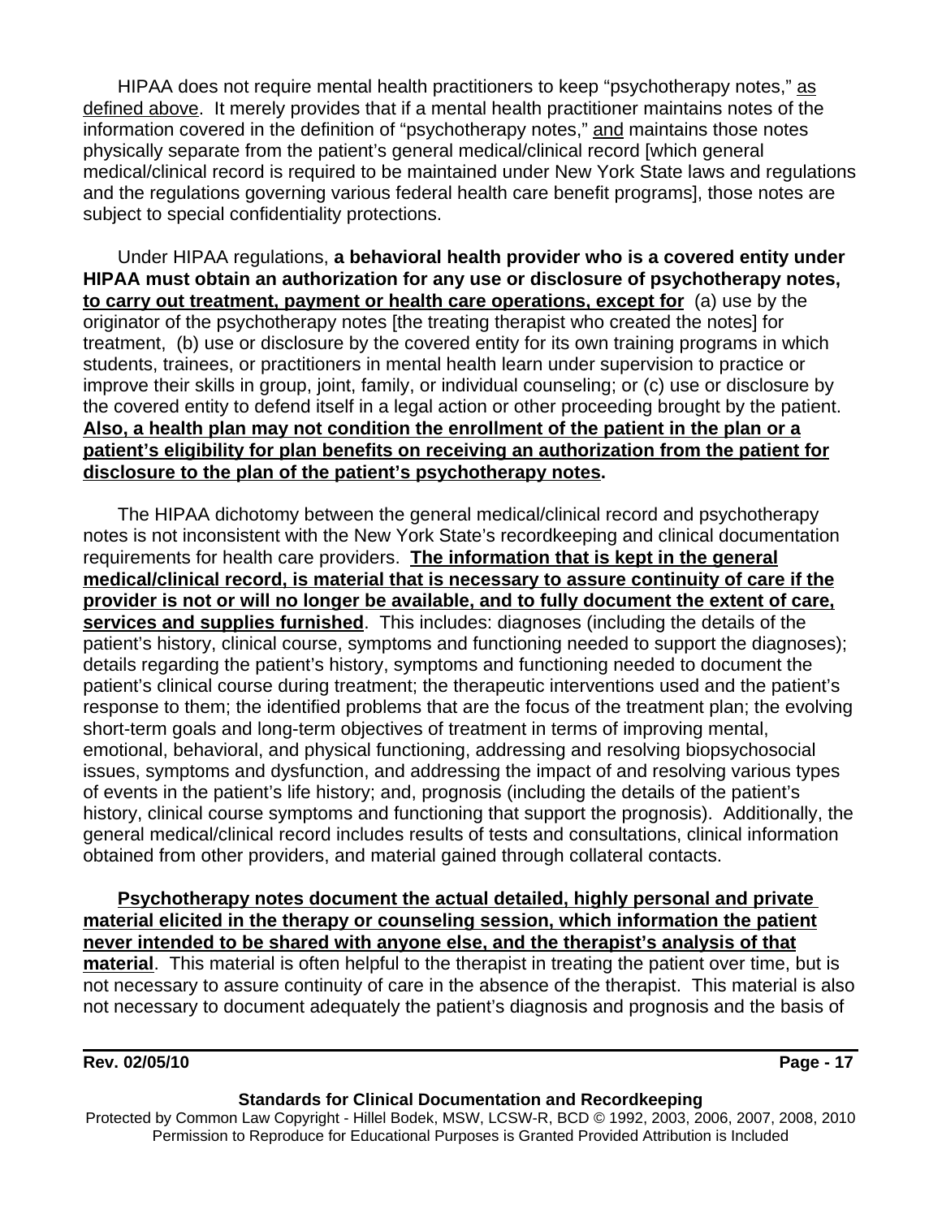HIPAA does not require mental health practitioners to keep "psychotherapy notes," <u>as defined above</u>. It merely provides that if a mental health practitioner maintains notes of the information covered in the definition of "psychotherapy notes," <u>and</u> maintains those notes physically separate from the patient's general medical/clinical record [which general medical/clinical record is required to be maintained under New York State laws and regulations and the regulations governing various federal health care benefit programs], those notes are subject to special confidentiality protections.

Under HIPAA regulations, **a behavioral health provider who is a covered entity under HIPAA must obtain an authorization for any use or disclosure of psychotherapy notes, <u>to carry out treatment, payment or health care operations, except for</u>** (a) use by the originator of the psychotherapy notes [the treating therapist who created the notes] for treatment, (b) use or disclosure by the covered entity for its own training programs in which students, trainees, or practitioners in mental health learn under supervision to practice or improve their skills in group, joint, family, or individual counseling; or (c) use or disclosure by the covered entity to defend itself in a legal action or other proceeding brought by the patient. **<u>Also, a health plan may not condition the enrollment of the patient in the plan or a patient's eligibility for plan benefits on receiving an authorization from the patient for disclosure to the plan of the patient's psychotherapy notes</u>.**

The HIPAA dichotomy between the general medical/clinical record and psychotherapy notes is not inconsistent with the New York State's recordkeeping and clinical documentation requirements for health care providers. **<u>The information that is kept in the general medical/clinical record, is material that is necessary to assure continuity of care if the provider is not or will no longer be available, and to fully document the extent of care, services and supplies furnished</u>**. This includes: diagnoses (including the details of the patient's history, clinical course, symptoms and functioning needed to support the diagnoses); details regarding the patient's history, symptoms and functioning needed to document the patient's clinical course during treatment; the therapeutic interventions used and the patient's response to them; the identified problems that are the focus of the treatment plan; the evolving short-term goals and long-term objectives of treatment in terms of improving mental, emotional, behavioral, and physical functioning, addressing and resolving biopsychosocial issues, symptoms and dysfunction, and addressing the impact of and resolving various types of events in the patient's life history; and, prognosis (including the details of the patient's history, clinical course symptoms and functioning that support the prognosis). Additionally, the general medical/clinical record includes results of tests and consultations, clinical information obtained from other providers, and material gained through collateral contacts.

**<u>Psychotherapy notes document the actual detailed, highly personal and private material elicited in the therapy or counseling session, which information the patient never intended to be shared with anyone else, and the therapist's analysis of that material</u>**. This material is often helpful to the therapist in treating the patient over time, but is not necessary to assure continuity of care in the absence of the therapist. This material is also not necessary to document adequately the patient's diagnosis and prognosis and the basis of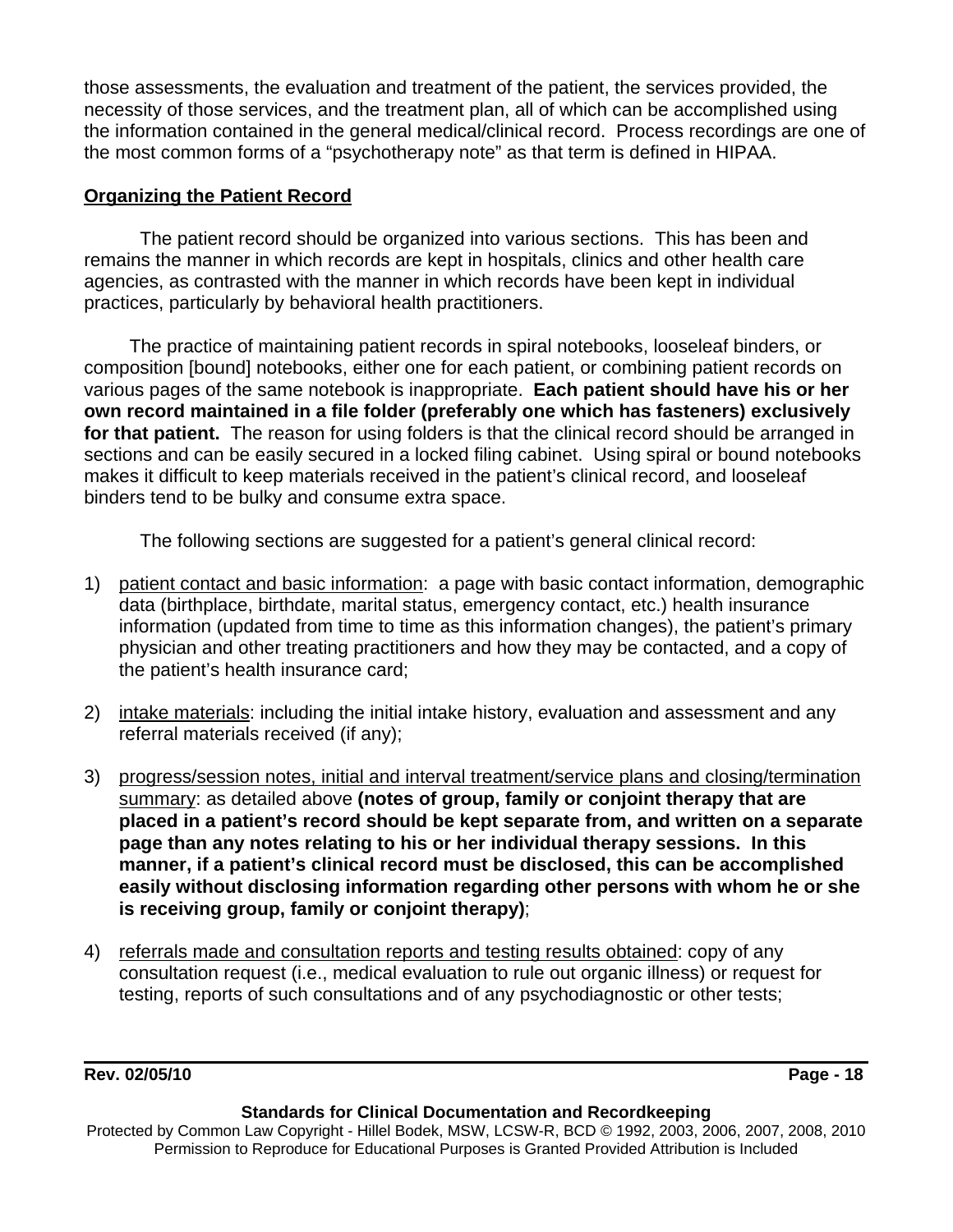those assessments, the evaluation and treatment of the patient, the services provided, the necessity of those services, and the treatment plan, all of which can be accomplished using the information contained in the general medical/clinical record. Process recordings are one of the most common forms of a "psychotherapy note" as that term is defined in HIPAA.

**Organizing the Patient Record**

The patient record should be organized into various sections. This has been and remains the manner in which records are kept in hospitals, clinics and other health care agencies, as contrasted with the manner in which records have been kept in individual practices, particularly by behavioral health practitioners.

The practice of maintaining patient records in spiral notebooks, looseleaf binders, or composition [bound] notebooks, either one for each patient, or combining patient records on various pages of the same notebook is inappropriate. **Each patient should have his or her own record maintained in a file folder (preferably one which has fasteners) exclusively for that patient.** The reason for using folders is that the clinical record should be arranged in sections and can be easily secured in a locked filing cabinet. Using spiral or bound notebooks makes it difficult to keep materials received in the patient's clinical record, and looseleaf binders tend to be bulky and consume extra space.

The following sections are suggested for a patient's general clinical record:

1) patient contact and basic information: a page with basic contact information, demographic data (birthplace, birthdate, marital status, emergency contact, etc.) health insurance information (updated from time to time as this information changes), the patient's primary physician and other treating practitioners and how they may be contacted, and a copy of the patient's health insurance card;

2) intake materials: including the initial intake history, evaluation and assessment and any referral materials received (if any);

3) progress/session notes, initial and interval treatment/service plans and closing/termination summary: as detailed above **(notes of group, family or conjoint therapy that are placed in a patient's record should be kept separate from, and written on a separate page than any notes relating to his or her individual therapy sessions. In this manner, if a patient's clinical record must be disclosed, this can be accomplished easily without disclosing information regarding other persons with whom he or she is receiving group, family or conjoint therapy)**;

4) referrals made and consultation reports and testing results obtained: copy of any consultation request (i.e., medical evaluation to rule out organic illness) or request for testing, reports of such consultations and of any psychodiagnostic or other tests;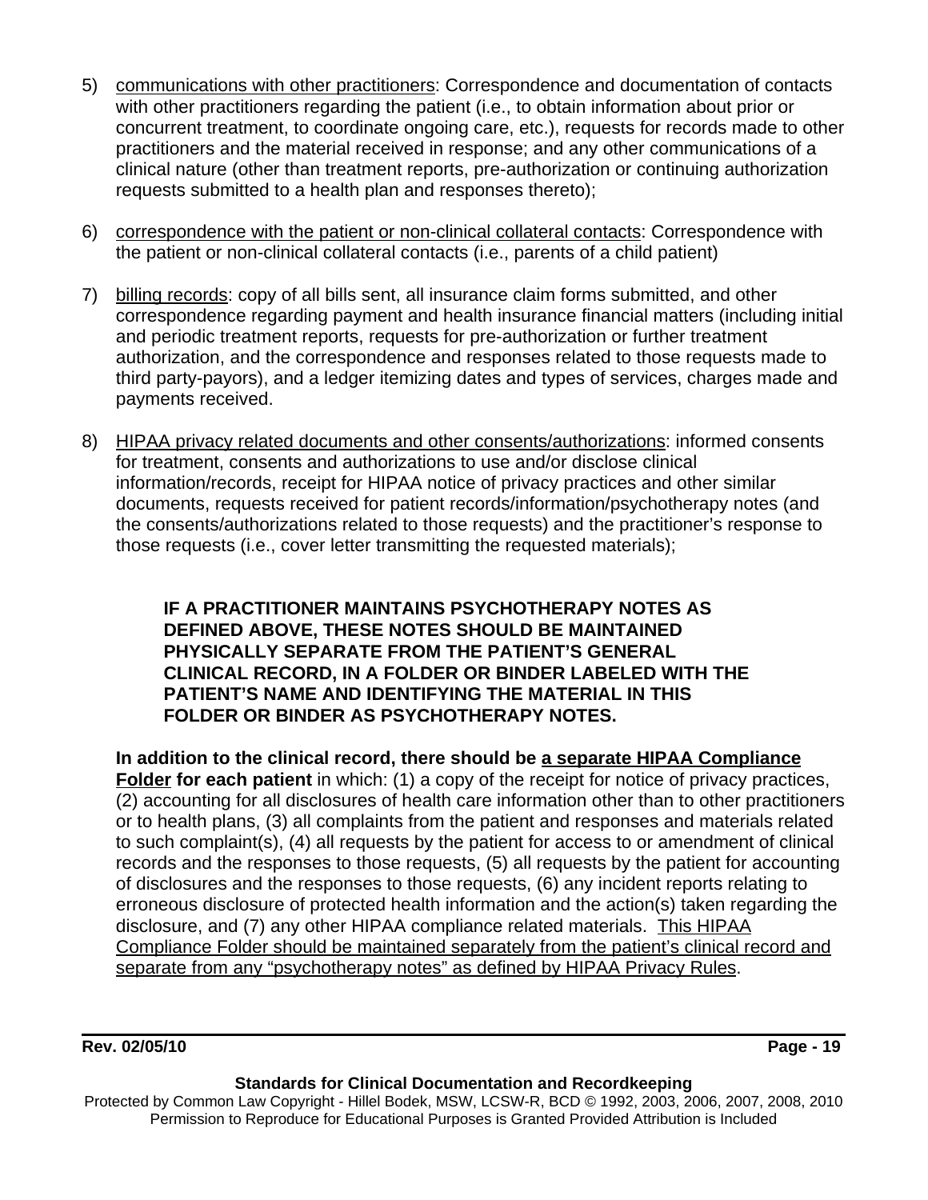5) <u>communications with other practitioners</u>: Correspondence and documentation of contacts with other practitioners regarding the patient (i.e., to obtain information about prior or concurrent treatment, to coordinate ongoing care, etc.), requests for records made to other practitioners and the material received in response; and any other communications of a clinical nature (other than treatment reports, pre-authorization or continuing authorization requests submitted to a health plan and responses thereto);

6) <u>correspondence with the patient or non-clinical collateral contacts</u>: Correspondence with the patient or non-clinical collateral contacts (i.e., parents of a child patient)

7) <u>billing records</u>: copy of all bills sent, all insurance claim forms submitted, and other correspondence regarding payment and health insurance financial matters (including initial and periodic treatment reports, requests for pre-authorization or further treatment authorization, and the correspondence and responses related to those requests made to third party-payors), and a ledger itemizing dates and types of services, charges made and payments received.

8) <u>HIPAA privacy related documents and other consents/authorizations</u>: informed consents for treatment, consents and authorizations to use and/or disclose clinical information/records, receipt for HIPAA notice of privacy practices and other similar documents, requests received for patient records/information/psychotherapy notes (and the consents/authorizations related to those requests) and the practitioner's response to those requests (i.e., cover letter transmitting the requested materials);

**IF A PRACTITIONER MAINTAINS PSYCHOTHERAPY NOTES AS DEFINED ABOVE, THESE NOTES SHOULD BE MAINTAINED PHYSICALLY SEPARATE FROM THE PATIENT'S GENERAL CLINICAL RECORD, IN A FOLDER OR BINDER LABELED WITH THE PATIENT'S NAME AND IDENTIFYING THE MATERIAL IN THIS FOLDER OR BINDER AS PSYCHOTHERAPY NOTES.**

**In addition to the clinical record, there should be <u>a separate HIPAA Compliance Folder</u> for each patient** in which: (1) a copy of the receipt for notice of privacy practices, (2) accounting for all disclosures of health care information other than to other practitioners or to health plans, (3) all complaints from the patient and responses and materials related to such complaint(s), (4) all requests by the patient for access to or amendment of clinical records and the responses to those requests, (5) all requests by the patient for accounting of disclosures and the responses to those requests, (6) any incident reports relating to erroneous disclosure of protected health information and the action(s) taken regarding the disclosure, and (7) any other HIPAA compliance related materials. <u>This HIPAA Compliance Folder should be maintained separately from the patient's clinical record and separate from any "psychotherapy notes" as defined by HIPAA Privacy Rules</u>.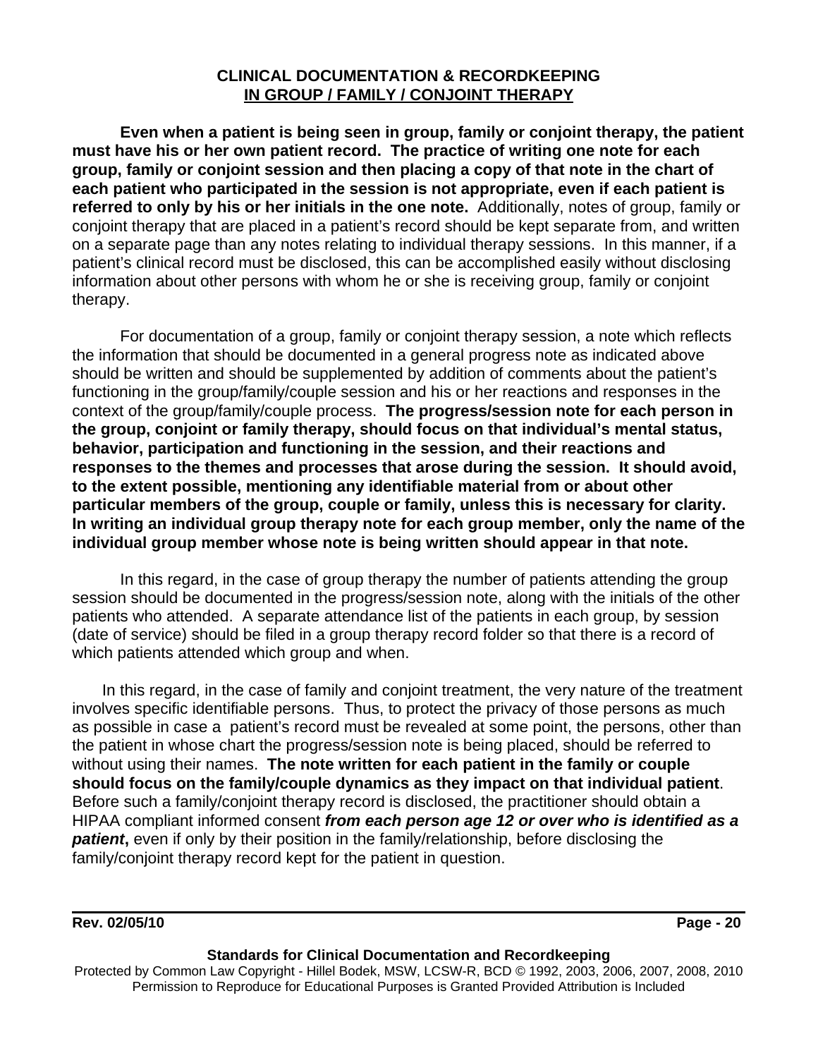## CLINICAL DOCUMENTATION & RECORDKEEPING
## IN GROUP / FAMILY / CONJOINT THERAPY

**Even when a patient is being seen in group, family or conjoint therapy, the patient must have his or her own patient record. The practice of writing one note for each group, family or conjoint session and then placing a copy of that note in the chart of each patient who participated in the session is not appropriate, even if each patient is referred to only by his or her initials in the one note.** Additionally, notes of group, family or conjoint therapy that are placed in a patient's record should be kept separate from, and written on a separate page than any notes relating to individual therapy sessions. In this manner, if a patient's clinical record must be disclosed, this can be accomplished easily without disclosing information about other persons with whom he or she is receiving group, family or conjoint therapy.

For documentation of a group, family or conjoint therapy session, a note which reflects the information that should be documented in a general progress note as indicated above should be written and should be supplemented by addition of comments about the patient's functioning in the group/family/couple session and his or her reactions and responses in the context of the group/family/couple process. **The progress/session note for each person in the group, conjoint or family therapy, should focus on that individual's mental status, behavior, participation and functioning in the session, and their reactions and responses to the themes and processes that arose during the session. It should avoid, to the extent possible, mentioning any identifiable material from or about other particular members of the group, couple or family, unless this is necessary for clarity. In writing an individual group therapy note for each group member, only the name of the individual group member whose note is being written should appear in that note.**

In this regard, in the case of group therapy the number of patients attending the group session should be documented in the progress/session note, along with the initials of the other patients who attended. A separate attendance list of the patients in each group, by session (date of service) should be filed in a group therapy record folder so that there is a record of which patients attended which group and when.

In this regard, in the case of family and conjoint treatment, the very nature of the treatment involves specific identifiable persons. Thus, to protect the privacy of those persons as much as possible in case a patient's record must be revealed at some point, the persons, other than the patient in whose chart the progress/session note is being placed, should be referred to without using their names. **The note written for each patient in the family or couple should focus on the family/couple dynamics as they impact on that individual patient**. Before such a family/conjoint therapy record is disclosed, the practitioner should obtain a HIPAA compliant informed consent ***from each person age 12 or over who is identified as a patient*****,** even if only by their position in the family/relationship, before disclosing the family/conjoint therapy record kept for the patient in question.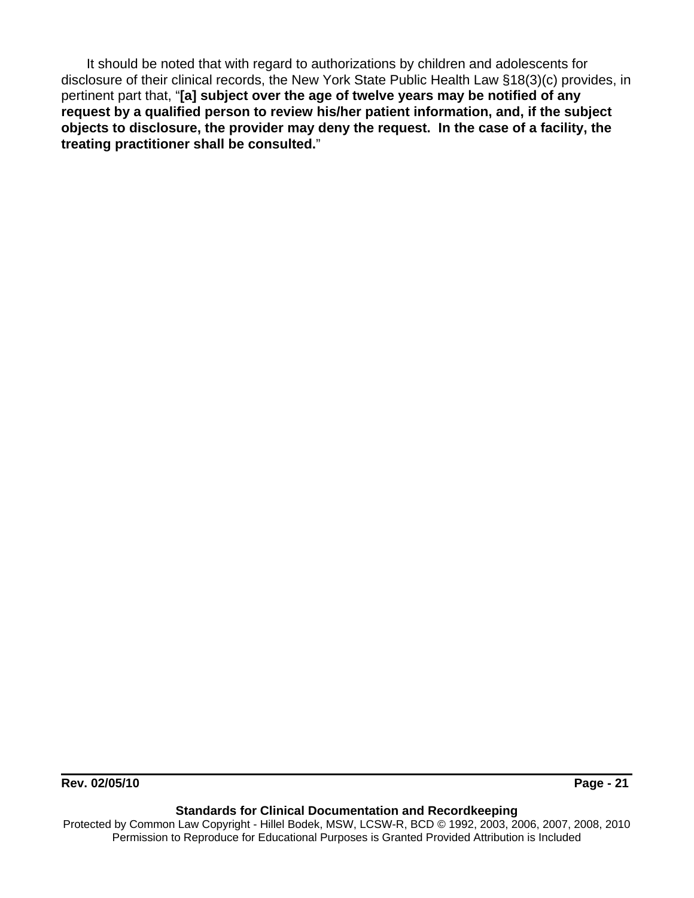It should be noted that with regard to authorizations by children and adolescents for disclosure of their clinical records, the New York State Public Health Law §18(3)(c) provides, in pertinent part that, "**[a] subject over the age of twelve years may be notified of any request by a qualified person to review his/her patient information, and, if the subject objects to disclosure, the provider may deny the request. In the case of a facility, the treating practitioner shall be consulted.**"